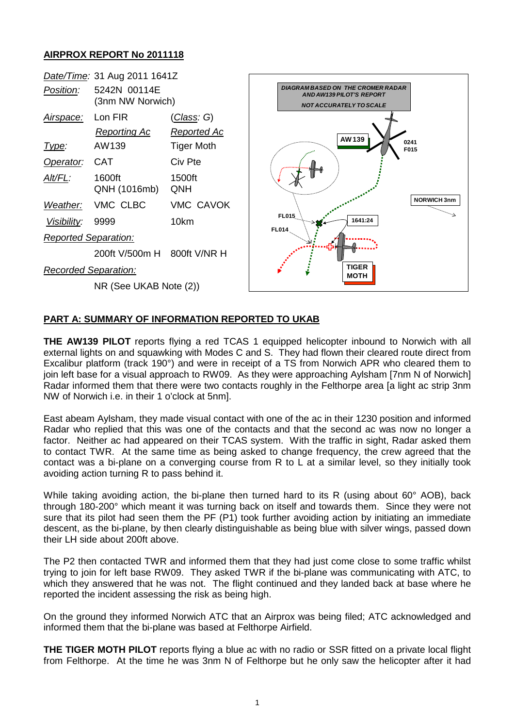## AIRPROX REPORT No 2011118

| | | |
|---|---|---|
| *Date/Time:* | 31 Aug 2011 1641Z | |
| *Position:* | 5242N 00114E (3nm NW Norwich) | |
| *Airspace:* | Lon FIR | (*Class*: G) |
| | *Reporting Ac* | *Reported Ac* |
| *Type:* | AW139 | Tiger Moth |
| *Operator:* | CAT | Civ Pte |
| *Alt/FL:* | 1600ft QNH (1016mb) | 1500ft QNH |
| *Weather:* | VMC CLBC | VMC CAVOK |
| *Visibility:* | 9999 | 10km |
| *Reported Separation:* | | |
| | 200ft V/500m H | 800ft V/NR H |
| *Recorded Separation:* | | |
| | NR (See UKAB Note (2)) | |

DIAGRAM BASED ON THE CROMER RADAR AND AW139 PILOT'S REPORT
NOT ACCURATELY TO SCALE

AW139 — 0241 F015 — NORWICH 3nm — FL015 — FL014 — 1641:24 — TIGER MOTH

## PART A: SUMMARY OF INFORMATION REPORTED TO UKAB

**THE AW139 PILOT** reports flying a red TCAS 1 equipped helicopter inbound to Norwich with all external lights on and squawking with Modes C and S. They had flown their cleared route direct from Excalibur platform (track 190°) and were in receipt of a TS from Norwich APR who cleared them to join left base for a visual approach to RW09. As they were approaching Aylsham [7nm N of Norwich] Radar informed them that there were two contacts roughly in the Felthorpe area [a light ac strip 3nm NW of Norwich i.e. in their 1 o'clock at 5nm].

East abeam Aylsham, they made visual contact with one of the ac in their 1230 position and informed Radar who replied that this was one of the contacts and that the second ac was now no longer a factor. Neither ac had appeared on their TCAS system. With the traffic in sight, Radar asked them to contact TWR. At the same time as being asked to change frequency, the crew agreed that the contact was a bi-plane on a converging course from R to L at a similar level, so they initially took avoiding action turning R to pass behind it.

While taking avoiding action, the bi-plane then turned hard to its R (using about 60° AOB), back through 180-200° which meant it was turning back on itself and towards them. Since they were not sure that its pilot had seen them the PF (P1) took further avoiding action by initiating an immediate descent, as the bi-plane, by then clearly distinguishable as being blue with silver wings, passed down their LH side about 200ft above.

The P2 then contacted TWR and informed them that they had just come close to some traffic whilst trying to join for left base RW09. They asked TWR if the bi-plane was communicating with ATC, to which they answered that he was not. The flight continued and they landed back at base where he reported the incident assessing the risk as being high.

On the ground they informed Norwich ATC that an Airprox was being filed; ATC acknowledged and informed them that the bi-plane was based at Felthorpe Airfield.

**THE TIGER MOTH PILOT** reports flying a blue ac with no radio or SSR fitted on a private local flight from Felthorpe. At the time he was 3nm N of Felthorpe but he only saw the helicopter after it had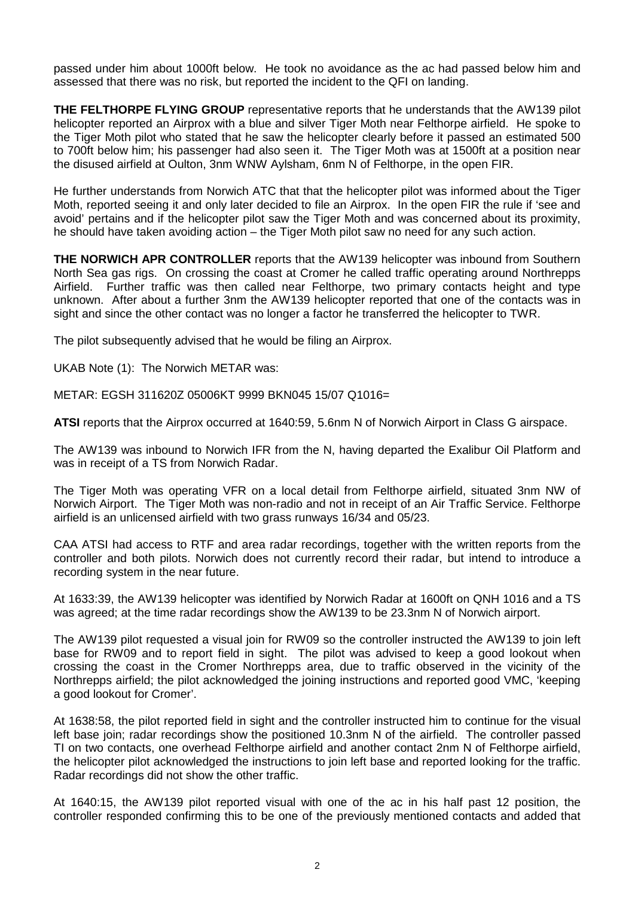passed under him about 1000ft below. He took no avoidance as the ac had passed below him and assessed that there was no risk, but reported the incident to the QFI on landing.

**THE FELTHORPE FLYING GROUP** representative reports that he understands that the AW139 pilot helicopter reported an Airprox with a blue and silver Tiger Moth near Felthorpe airfield. He spoke to the Tiger Moth pilot who stated that he saw the helicopter clearly before it passed an estimated 500 to 700ft below him; his passenger had also seen it. The Tiger Moth was at 1500ft at a position near the disused airfield at Oulton, 3nm WNW Aylsham, 6nm N of Felthorpe, in the open FIR.

He further understands from Norwich ATC that that the helicopter pilot was informed about the Tiger Moth, reported seeing it and only later decided to file an Airprox. In the open FIR the rule if 'see and avoid' pertains and if the helicopter pilot saw the Tiger Moth and was concerned about its proximity, he should have taken avoiding action – the Tiger Moth pilot saw no need for any such action.

**THE NORWICH APR CONTROLLER** reports that the AW139 helicopter was inbound from Southern North Sea gas rigs. On crossing the coast at Cromer he called traffic operating around Northrepps Airfield. Further traffic was then called near Felthorpe, two primary contacts height and type unknown. After about a further 3nm the AW139 helicopter reported that one of the contacts was in sight and since the other contact was no longer a factor he transferred the helicopter to TWR.

The pilot subsequently advised that he would be filing an Airprox.

UKAB Note (1): The Norwich METAR was:

METAR: EGSH 311620Z 05006KT 9999 BKN045 15/07 Q1016=

**ATSI** reports that the Airprox occurred at 1640:59, 5.6nm N of Norwich Airport in Class G airspace.

The AW139 was inbound to Norwich IFR from the N, having departed the Exalibur Oil Platform and was in receipt of a TS from Norwich Radar.

The Tiger Moth was operating VFR on a local detail from Felthorpe airfield, situated 3nm NW of Norwich Airport. The Tiger Moth was non-radio and not in receipt of an Air Traffic Service. Felthorpe airfield is an unlicensed airfield with two grass runways 16/34 and 05/23.

CAA ATSI had access to RTF and area radar recordings, together with the written reports from the controller and both pilots. Norwich does not currently record their radar, but intend to introduce a recording system in the near future.

At 1633:39, the AW139 helicopter was identified by Norwich Radar at 1600ft on QNH 1016 and a TS was agreed; at the time radar recordings show the AW139 to be 23.3nm N of Norwich airport.

The AW139 pilot requested a visual join for RW09 so the controller instructed the AW139 to join left base for RW09 and to report field in sight. The pilot was advised to keep a good lookout when crossing the coast in the Cromer Northrepps area, due to traffic observed in the vicinity of the Northrepps airfield; the pilot acknowledged the joining instructions and reported good VMC, 'keeping a good lookout for Cromer'.

At 1638:58, the pilot reported field in sight and the controller instructed him to continue for the visual left base join; radar recordings show the positioned 10.3nm N of the airfield. The controller passed TI on two contacts, one overhead Felthorpe airfield and another contact 2nm N of Felthorpe airfield, the helicopter pilot acknowledged the instructions to join left base and reported looking for the traffic. Radar recordings did not show the other traffic.

At 1640:15, the AW139 pilot reported visual with one of the ac in his half past 12 position, the controller responded confirming this to be one of the previously mentioned contacts and added that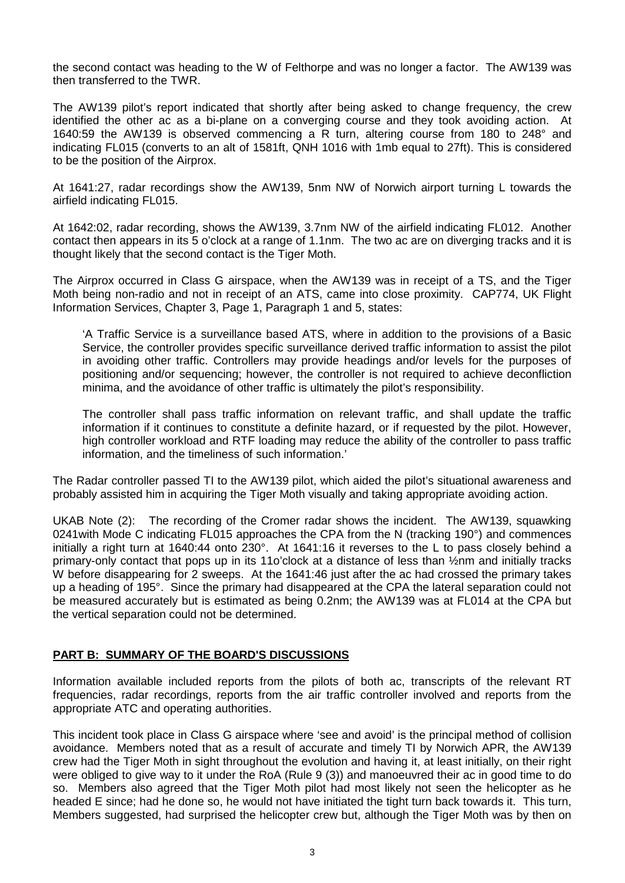the second contact was heading to the W of Felthorpe and was no longer a factor. The AW139 was then transferred to the TWR.

The AW139 pilot's report indicated that shortly after being asked to change frequency, the crew identified the other ac as a bi-plane on a converging course and they took avoiding action. At 1640:59 the AW139 is observed commencing a R turn, altering course from 180 to 248° and indicating FL015 (converts to an alt of 1581ft, QNH 1016 with 1mb equal to 27ft). This is considered to be the position of the Airprox.

At 1641:27, radar recordings show the AW139, 5nm NW of Norwich airport turning L towards the airfield indicating FL015.

At 1642:02, radar recording, shows the AW139, 3.7nm NW of the airfield indicating FL012. Another contact then appears in its 5 o'clock at a range of 1.1nm. The two ac are on diverging tracks and it is thought likely that the second contact is the Tiger Moth.

The Airprox occurred in Class G airspace, when the AW139 was in receipt of a TS, and the Tiger Moth being non-radio and not in receipt of an ATS, came into close proximity. CAP774, UK Flight Information Services, Chapter 3, Page 1, Paragraph 1 and 5, states:

> 'A Traffic Service is a surveillance based ATS, where in addition to the provisions of a Basic Service, the controller provides specific surveillance derived traffic information to assist the pilot in avoiding other traffic. Controllers may provide headings and/or levels for the purposes of positioning and/or sequencing; however, the controller is not required to achieve deconfliction minima, and the avoidance of other traffic is ultimately the pilot's responsibility.
>
> The controller shall pass traffic information on relevant traffic, and shall update the traffic information if it continues to constitute a definite hazard, or if requested by the pilot. However, high controller workload and RTF loading may reduce the ability of the controller to pass traffic information, and the timeliness of such information.'

The Radar controller passed TI to the AW139 pilot, which aided the pilot's situational awareness and probably assisted him in acquiring the Tiger Moth visually and taking appropriate avoiding action.

UKAB Note (2): The recording of the Cromer radar shows the incident. The AW139, squawking 0241with Mode C indicating FL015 approaches the CPA from the N (tracking 190°) and commences initially a right turn at 1640:44 onto 230°. At 1641:16 it reverses to the L to pass closely behind a primary-only contact that pops up in its 11o'clock at a distance of less than ½nm and initially tracks W before disappearing for 2 sweeps. At the 1641:46 just after the ac had crossed the primary takes up a heading of 195°. Since the primary had disappeared at the CPA the lateral separation could not be measured accurately but is estimated as being 0.2nm; the AW139 was at FL014 at the CPA but the vertical separation could not be determined.

## PART B: SUMMARY OF THE BOARD'S DISCUSSIONS

Information available included reports from the pilots of both ac, transcripts of the relevant RT frequencies, radar recordings, reports from the air traffic controller involved and reports from the appropriate ATC and operating authorities.

This incident took place in Class G airspace where 'see and avoid' is the principal method of collision avoidance. Members noted that as a result of accurate and timely TI by Norwich APR, the AW139 crew had the Tiger Moth in sight throughout the evolution and having it, at least initially, on their right were obliged to give way to it under the RoA (Rule 9 (3)) and manoeuvred their ac in good time to do so. Members also agreed that the Tiger Moth pilot had most likely not seen the helicopter as he headed E since; had he done so, he would not have initiated the tight turn back towards it. This turn, Members suggested, had surprised the helicopter crew but, although the Tiger Moth was by then on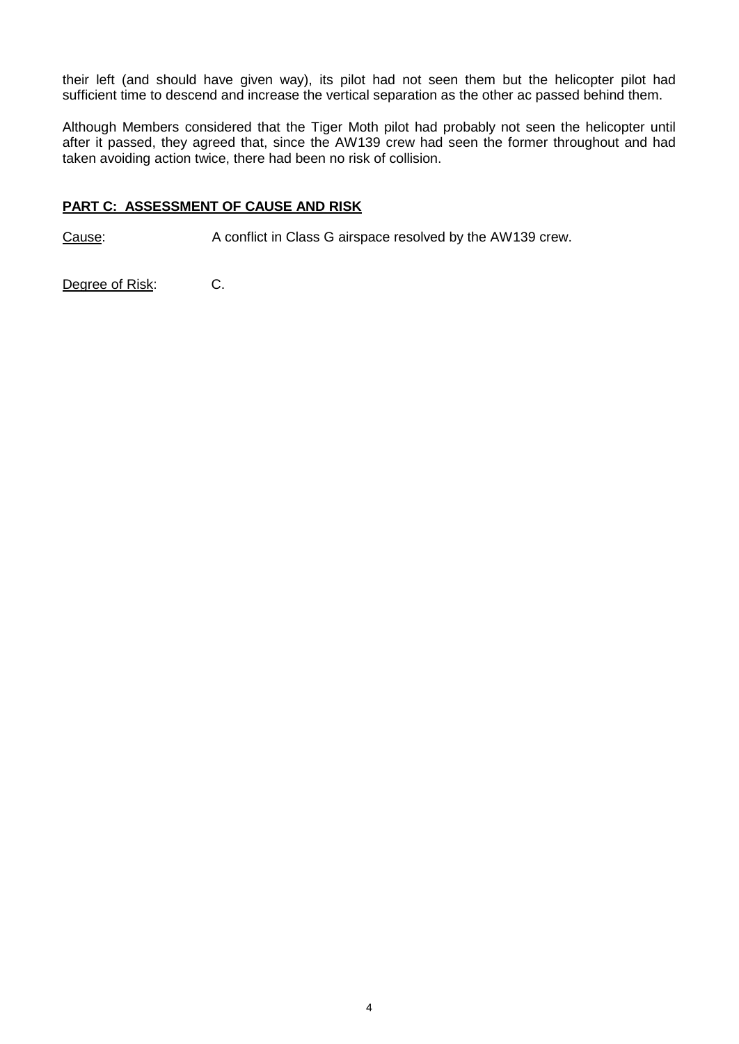their left (and should have given way), its pilot had not seen them but the helicopter pilot had sufficient time to descend and increase the vertical separation as the other ac passed behind them.

Although Members considered that the Tiger Moth pilot had probably not seen the helicopter until after it passed, they agreed that, since the AW139 crew had seen the former throughout and had taken avoiding action twice, there had been no risk of collision.

## PART C: ASSESSMENT OF CAUSE AND RISK

Cause: A conflict in Class G airspace resolved by the AW139 crew.

Degree of Risk: C.